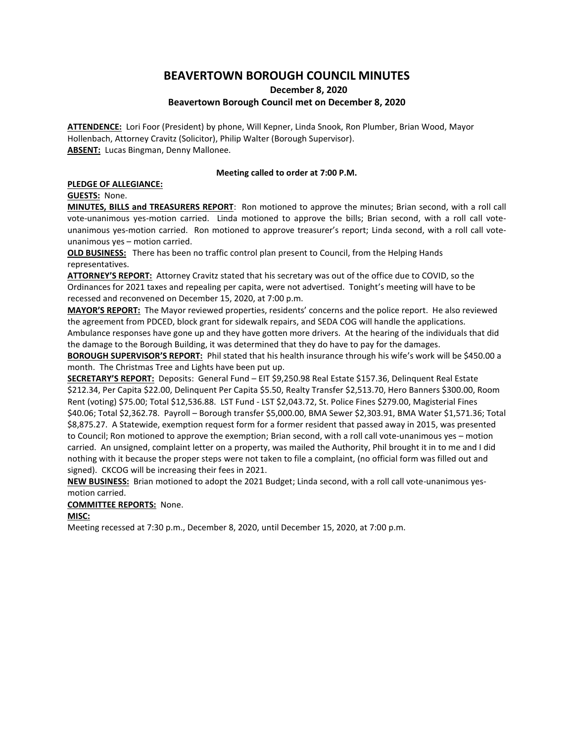# BEAVERTOWN BOROUGH COUNCIL MINUTES

### December 8, 2020

### Beavertown Borough Council met on December 8, 2020

**ATTENDENCE:** Lori Foor (President) by phone, Will Kepner, Linda Snook, Ron Plumber, Brian Wood, Mayor Hollenbach, Attorney Cravitz (Solicitor), Philip Walter (Borough Supervisor).
**ABSENT:** Lucas Bingman, Denny Mallonee.

**Meeting called to order at 7:00 P.M.**

**PLEDGE OF ALLEGIANCE:**

**GUESTS:** None.

**MINUTES, BILLS and TREASURERS REPORT**: Ron motioned to approve the minutes; Brian second, with a roll call vote-unanimous yes-motion carried. Linda motioned to approve the bills; Brian second, with a roll call vote-unanimous yes-motion carried. Ron motioned to approve treasurer's report; Linda second, with a roll call vote-unanimous yes – motion carried.

**OLD BUSINESS:** There has been no traffic control plan present to Council, from the Helping Hands representatives.

**ATTORNEY'S REPORT:** Attorney Cravitz stated that his secretary was out of the office due to COVID, so the Ordinances for 2021 taxes and repealing per capita, were not advertised. Tonight's meeting will have to be recessed and reconvened on December 15, 2020, at 7:00 p.m.

**MAYOR'S REPORT:** The Mayor reviewed properties, residents' concerns and the police report. He also reviewed the agreement from PDCED, block grant for sidewalk repairs, and SEDA COG will handle the applications. Ambulance responses have gone up and they have gotten more drivers. At the hearing of the individuals that did the damage to the Borough Building, it was determined that they do have to pay for the damages.

**BOROUGH SUPERVISOR'S REPORT:** Phil stated that his health insurance through his wife's work will be $450.00 a month. The Christmas Tree and Lights have been put up.

**SECRETARY'S REPORT:** Deposits: General Fund – EIT $9,250.98 Real Estate $157.36, Delinquent Real Estate $212.34, Per Capita $22.00, Delinquent Per Capita $5.50, Realty Transfer $2,513.70, Hero Banners $300.00, Room Rent (voting) $75.00; Total $12,536.88. LST Fund - LST $2,043.72, St. Police Fines $279.00, Magisterial Fines $40.06; Total $2,362.78. Payroll – Borough transfer $5,000.00, BMA Sewer $2,303.91, BMA Water $1,571.36; Total $8,875.27. A Statewide, exemption request form for a former resident that passed away in 2015, was presented to Council; Ron motioned to approve the exemption; Brian second, with a roll call vote-unanimous yes – motion carried. An unsigned, complaint letter on a property, was mailed the Authority, Phil brought it in to me and I did nothing with it because the proper steps were not taken to file a complaint, (no official form was filled out and signed). CKCOG will be increasing their fees in 2021.

**NEW BUSINESS:** Brian motioned to adopt the 2021 Budget; Linda second, with a roll call vote-unanimous yes-motion carried.

**COMMITTEE REPORTS:** None.

**MISC:**

Meeting recessed at 7:30 p.m., December 8, 2020, until December 15, 2020, at 7:00 p.m.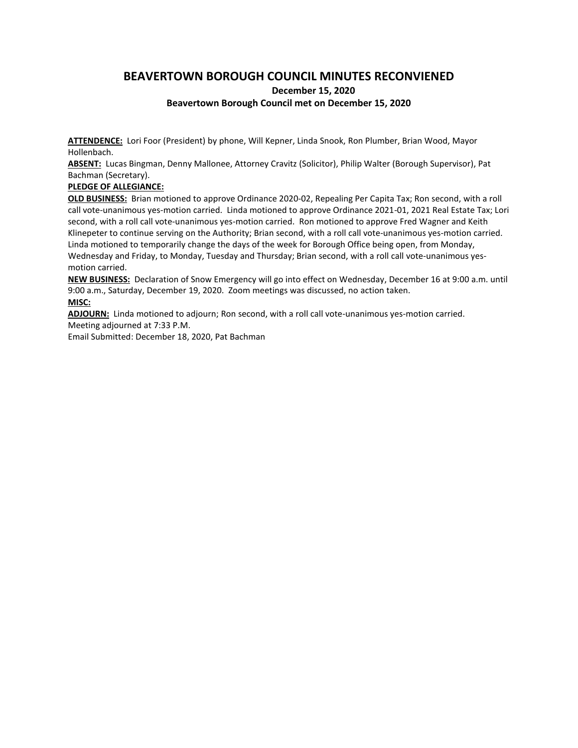# BEAVERTOWN BOROUGH COUNCIL MINUTES RECONVIENED

### December 15, 2020

### Beavertown Borough Council met on December 15, 2020

**ATTENDENCE:** Lori Foor (President) by phone, Will Kepner, Linda Snook, Ron Plumber, Brian Wood, Mayor Hollenbach.

**ABSENT:** Lucas Bingman, Denny Mallonee, Attorney Cravitz (Solicitor), Philip Walter (Borough Supervisor), Pat Bachman (Secretary).

**PLEDGE OF ALLEGIANCE:**

**OLD BUSINESS:** Brian motioned to approve Ordinance 2020-02, Repealing Per Capita Tax; Ron second, with a roll call vote-unanimous yes-motion carried. Linda motioned to approve Ordinance 2021-01, 2021 Real Estate Tax; Lori second, with a roll call vote-unanimous yes-motion carried. Ron motioned to approve Fred Wagner and Keith Klinepeter to continue serving on the Authority; Brian second, with a roll call vote-unanimous yes-motion carried. Linda motioned to temporarily change the days of the week for Borough Office being open, from Monday, Wednesday and Friday, to Monday, Tuesday and Thursday; Brian second, with a roll call vote-unanimous yes-motion carried.

**NEW BUSINESS:** Declaration of Snow Emergency will go into effect on Wednesday, December 16 at 9:00 a.m. until 9:00 a.m., Saturday, December 19, 2020. Zoom meetings was discussed, no action taken.

**MISC:**

**ADJOURN:** Linda motioned to adjourn; Ron second, with a roll call vote-unanimous yes-motion carried.
Meeting adjourned at 7:33 P.M.
Email Submitted: December 18, 2020, Pat Bachman